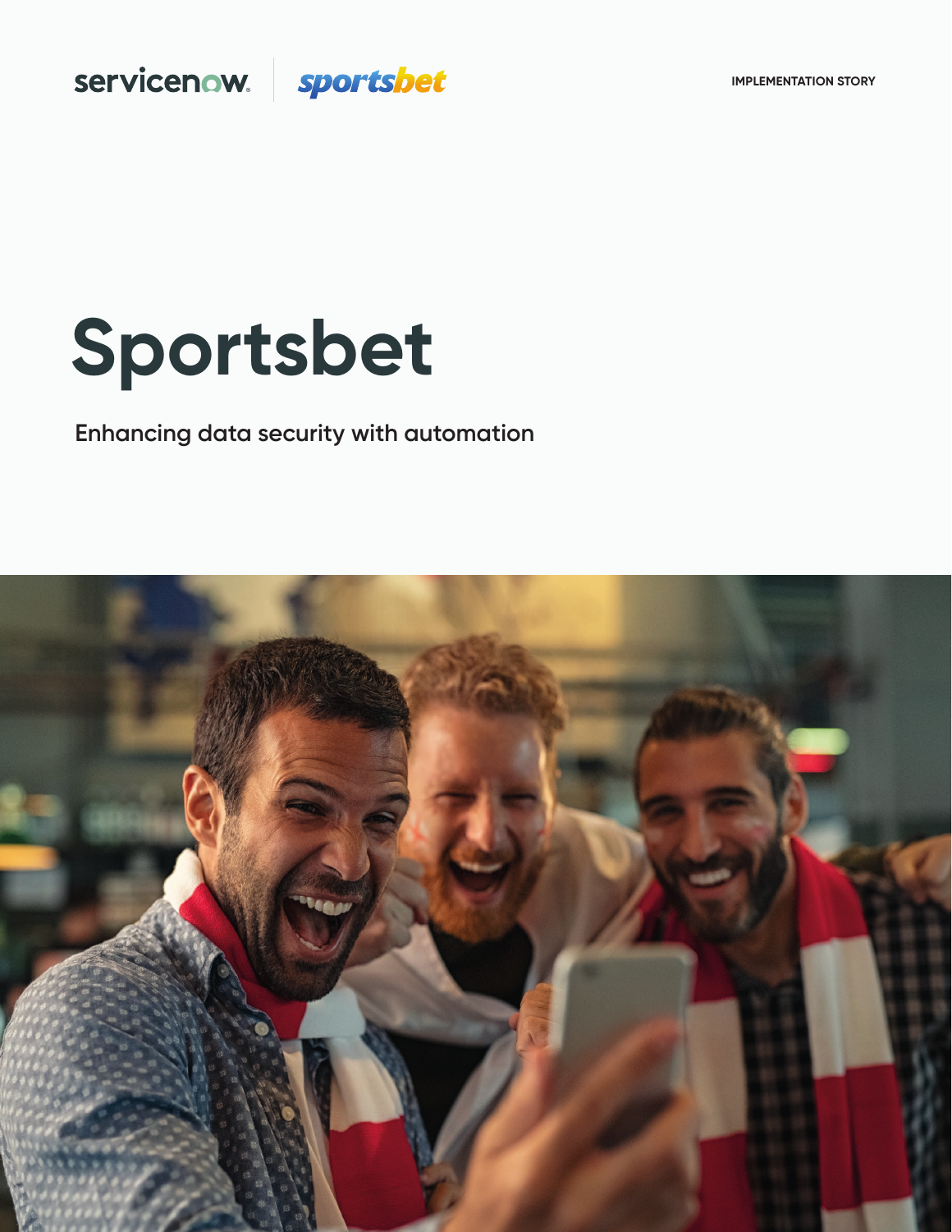servicenow | sportsbet

IMPLEMENTATION STORY

# Sportsbet

Enhancing data security with automation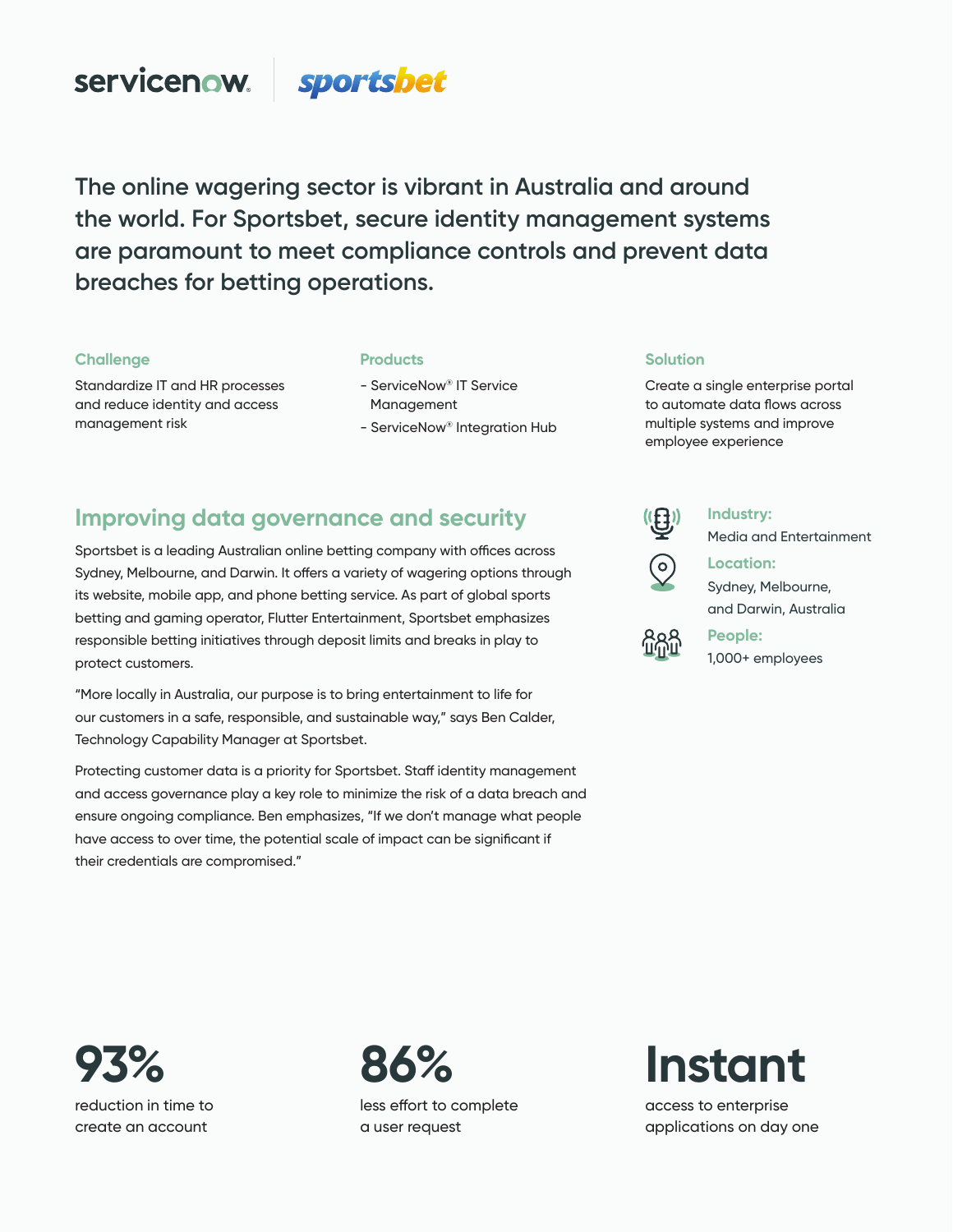servicenow | sportsbet

## The online wagering sector is vibrant in Australia and around the world. For Sportsbet, secure identity management systems are paramount to meet compliance controls and prevent data breaches for betting operations.

**Challenge**

Standardize IT and HR processes and reduce identity and access management risk

**Products**

- ServiceNow® IT Service Management
- ServiceNow® Integration Hub

**Solution**

Create a single enterprise portal to automate data flows across multiple systems and improve employee experience

## Improving data governance and security

Sportsbet is a leading Australian online betting company with offices across Sydney, Melbourne, and Darwin. It offers a variety of wagering options through its website, mobile app, and phone betting service. As part of global sports betting and gaming operator, Flutter Entertainment, Sportsbet emphasizes responsible betting initiatives through deposit limits and breaks in play to protect customers.

"More locally in Australia, our purpose is to bring entertainment to life for our customers in a safe, responsible, and sustainable way," says Ben Calder, Technology Capability Manager at Sportsbet.

Protecting customer data is a priority for Sportsbet. Staff identity management and access governance play a key role to minimize the risk of a data breach and ensure ongoing compliance. Ben emphasizes, "If we don't manage what people have access to over time, the potential scale of impact can be significant if their credentials are compromised."

**Industry:**
Media and Entertainment

**Location:**
Sydney, Melbourne, and Darwin, Australia

**People:**
1,000+ employees

**93%**
reduction in time to create an account

**86%**
less effort to complete a user request

**Instant**
access to enterprise applications on day one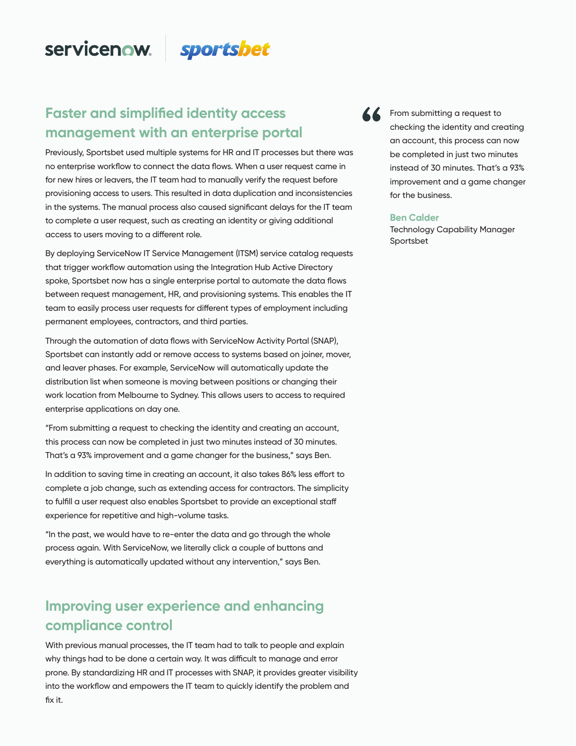## Faster and simplified identity access management with an enterprise portal

Previously, Sportsbet used multiple systems for HR and IT processes but there was no enterprise workflow to connect the data flows. When a user request came in for new hires or leavers, the IT team had to manually verify the request before provisioning access to users. This resulted in data duplication and inconsistencies in the systems. The manual process also caused significant delays for the IT team to complete a user request, such as creating an identity or giving additional access to users moving to a different role.

By deploying ServiceNow IT Service Management (ITSM) service catalog requests that trigger workflow automation using the Integration Hub Active Directory spoke, Sportsbet now has a single enterprise portal to automate the data flows between request management, HR, and provisioning systems. This enables the IT team to easily process user requests for different types of employment including permanent employees, contractors, and third parties.

Through the automation of data flows with ServiceNow Activity Portal (SNAP), Sportsbet can instantly add or remove access to systems based on joiner, mover, and leaver phases. For example, ServiceNow will automatically update the distribution list when someone is moving between positions or changing their work location from Melbourne to Sydney. This allows users to access to required enterprise applications on day one.

"From submitting a request to checking the identity and creating an account, this process can now be completed in just two minutes instead of 30 minutes. That's a 93% improvement and a game changer for the business," says Ben.

In addition to saving time in creating an account, it also takes 86% less effort to complete a job change, such as extending access for contractors. The simplicity to fulfill a user request also enables Sportsbet to provide an exceptional staff experience for repetitive and high-volume tasks.

"In the past, we would have to re-enter the data and go through the whole process again. With ServiceNow, we literally click a couple of buttons and everything is automatically updated without any intervention," says Ben.

> "From submitting a request to checking the identity and creating an account, this process can now be completed in just two minutes instead of 30 minutes. That's a 93% improvement and a game changer for the business.
>
> **Ben Calder**
> Technology Capability Manager
> Sportsbet

## Improving user experience and enhancing compliance control

With previous manual processes, the IT team had to talk to people and explain why things had to be done a certain way. It was difficult to manage and error prone. By standardizing HR and IT processes with SNAP, it provides greater visibility into the workflow and empowers the IT team to quickly identify the problem and fix it.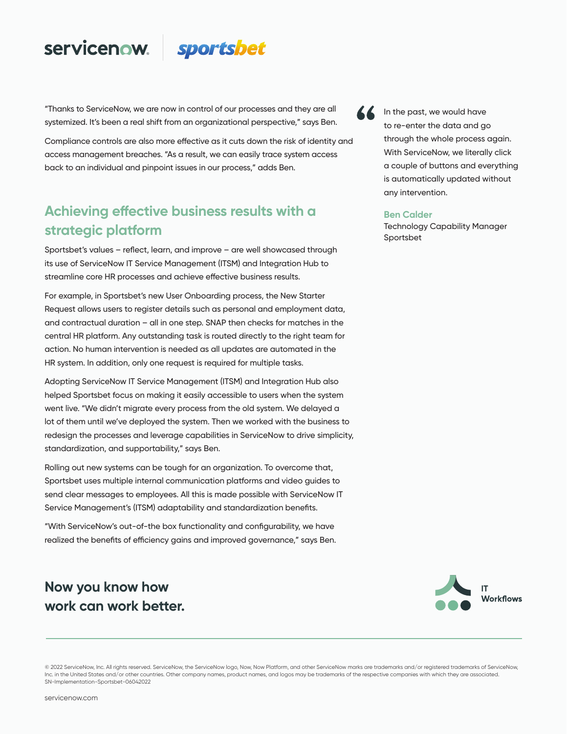"Thanks to ServiceNow, we are now in control of our processes and they are all systemized. It's been a real shift from an organizational perspective," says Ben.

Compliance controls are also more effective as it cuts down the risk of identity and access management breaches. "As a result, we can easily trace system access back to an individual and pinpoint issues in our process," adds Ben.

> In the past, we would have to re-enter the data and go through the whole process again. With ServiceNow, we literally click a couple of buttons and everything is automatically updated without any intervention.
>
> **Ben Calder**
> Technology Capability Manager
> Sportsbet

## Achieving effective business results with a strategic platform

Sportsbet's values – reflect, learn, and improve – are well showcased through its use of ServiceNow IT Service Management (ITSM) and Integration Hub to streamline core HR processes and achieve effective business results.

For example, in Sportsbet's new User Onboarding process, the New Starter Request allows users to register details such as personal and employment data, and contractual duration – all in one step. SNAP then checks for matches in the central HR platform. Any outstanding task is routed directly to the right team for action. No human intervention is needed as all updates are automated in the HR system. In addition, only one request is required for multiple tasks.

Adopting ServiceNow IT Service Management (ITSM) and Integration Hub also helped Sportsbet focus on making it easily accessible to users when the system went live. "We didn't migrate every process from the old system. We delayed a lot of them until we've deployed the system. Then we worked with the business to redesign the processes and leverage capabilities in ServiceNow to drive simplicity, standardization, and supportability," says Ben.

Rolling out new systems can be tough for an organization. To overcome that, Sportsbet uses multiple internal communication platforms and video guides to send clear messages to employees. All this is made possible with ServiceNow IT Service Management's (ITSM) adaptability and standardization benefits.

"With ServiceNow's out-of-the box functionality and configurability, we have realized the benefits of efficiency gains and improved governance," says Ben.

**Now you know how work can work better.**

IT Workflows

© 2022 ServiceNow, Inc. All rights reserved. ServiceNow, the ServiceNow logo, Now, Now Platform, and other ServiceNow marks are trademarks and/or registered trademarks of ServiceNow, Inc. in the United States and/or other countries. Other company names, product names, and logos may be trademarks of the respective companies with which they are associated.
SN-Implementation-Sportsbet-06042022

servicenow.com